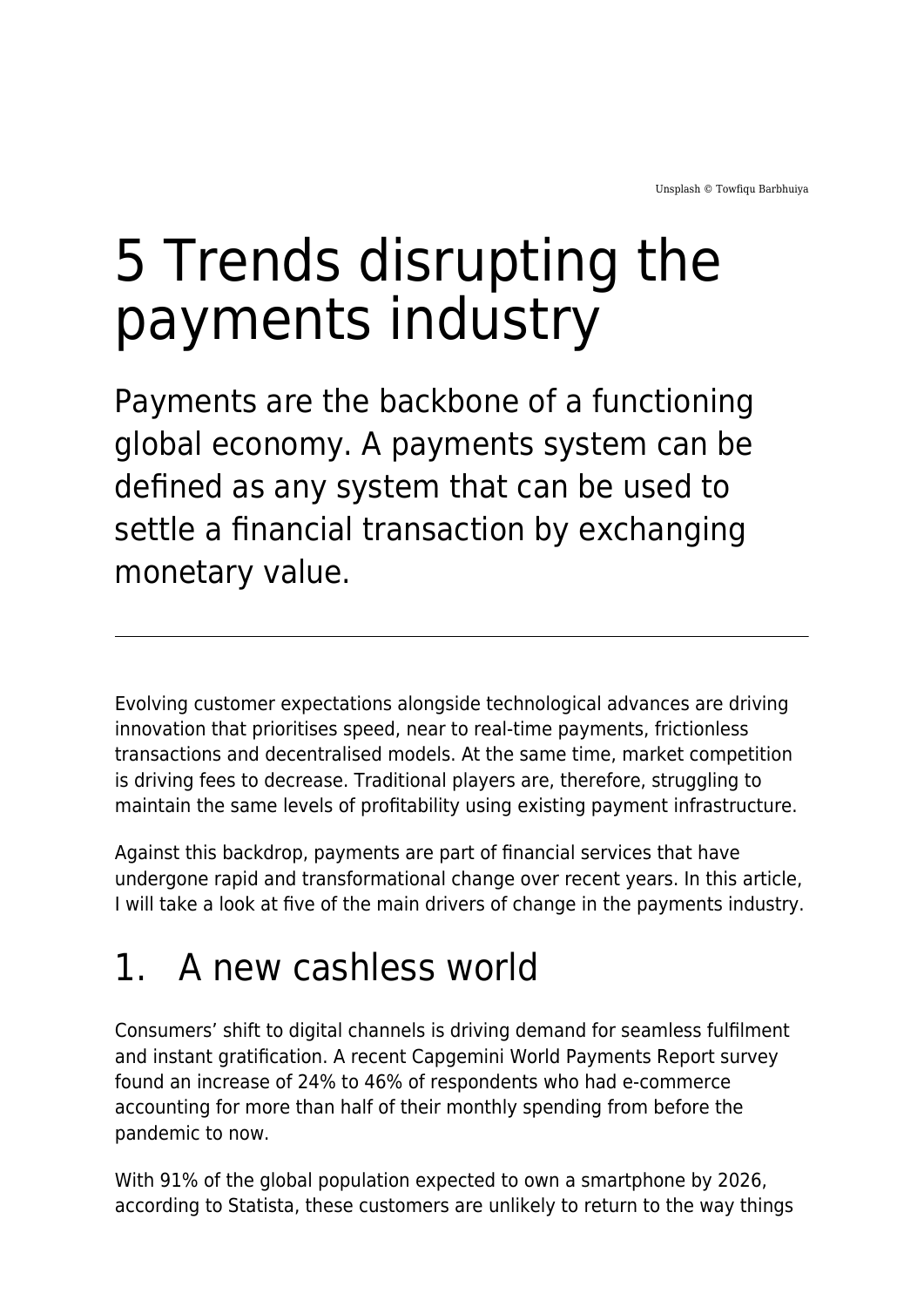Unsplash © Towfiqu Barbhuiya

# 5 Trends disrupting the payments industry

## Payments are the backbone of a functioning global economy. A payments system can be defined as any system that can be used to settle a financial transaction by exchanging monetary value.

---

Evolving customer expectations alongside technological advances are driving innovation that prioritises speed, near to real-time payments, frictionless transactions and decentralised models. At the same time, market competition is driving fees to decrease. Traditional players are, therefore, struggling to maintain the same levels of profitability using existing payment infrastructure.

Against this backdrop, payments are part of financial services that have undergone rapid and transformational change over recent years. In this article, I will take a look at five of the main drivers of change in the payments industry.

## 1. A new cashless world

Consumers' shift to digital channels is driving demand for seamless fulfilment and instant gratification. A recent Capgemini World Payments Report survey found an increase of 24% to 46% of respondents who had e-commerce accounting for more than half of their monthly spending from before the pandemic to now.

With 91% of the global population expected to own a smartphone by 2026, according to Statista, these customers are unlikely to return to the way things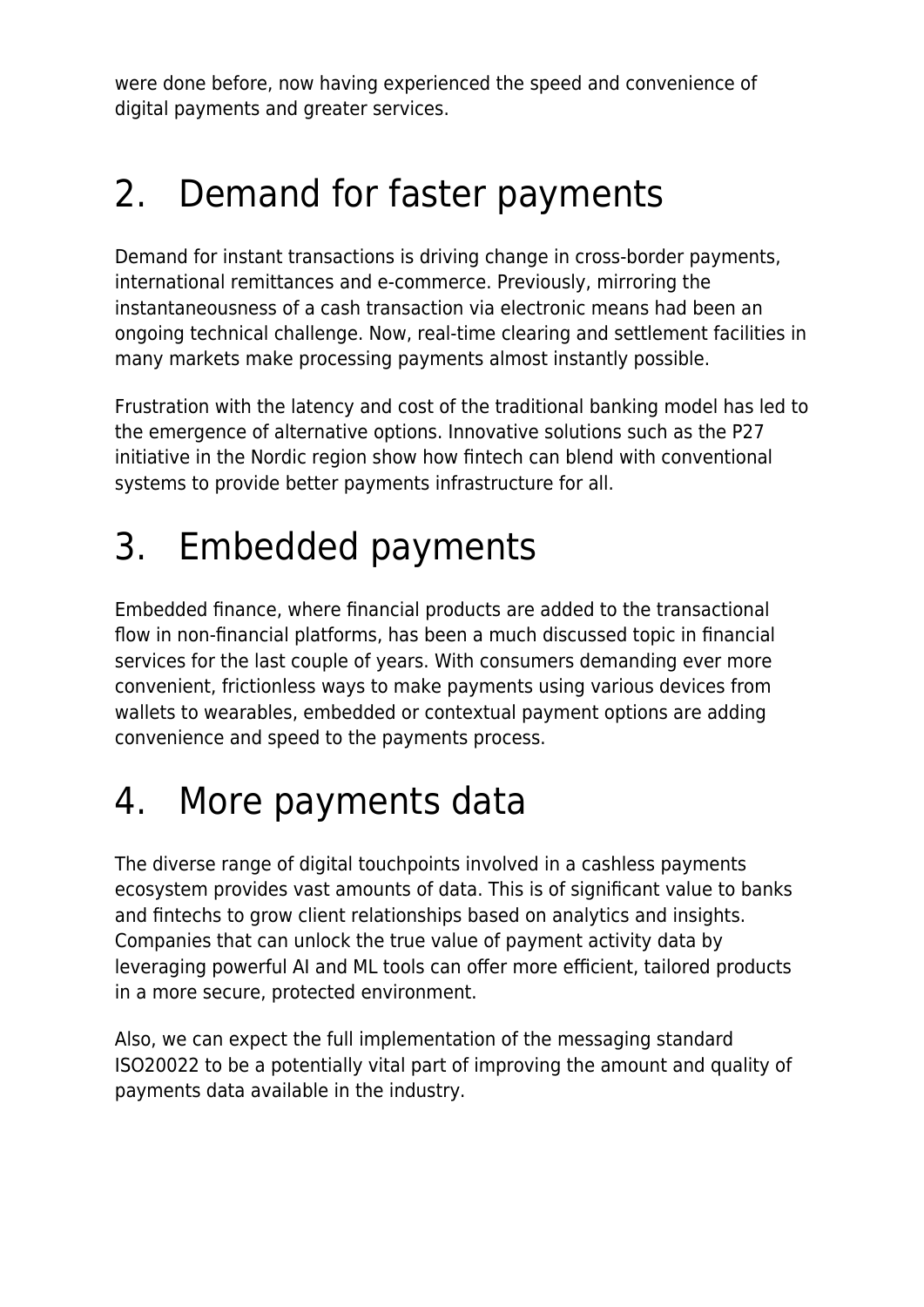were done before, now having experienced the speed and convenience of digital payments and greater services.

## 2. Demand for faster payments

Demand for instant transactions is driving change in cross-border payments, international remittances and e-commerce. Previously, mirroring the instantaneousness of a cash transaction via electronic means had been an ongoing technical challenge. Now, real-time clearing and settlement facilities in many markets make processing payments almost instantly possible.

Frustration with the latency and cost of the traditional banking model has led to the emergence of alternative options. Innovative solutions such as the P27 initiative in the Nordic region show how fintech can blend with conventional systems to provide better payments infrastructure for all.

## 3. Embedded payments

Embedded finance, where financial products are added to the transactional flow in non-financial platforms, has been a much discussed topic in financial services for the last couple of years. With consumers demanding ever more convenient, frictionless ways to make payments using various devices from wallets to wearables, embedded or contextual payment options are adding convenience and speed to the payments process.

## 4. More payments data

The diverse range of digital touchpoints involved in a cashless payments ecosystem provides vast amounts of data. This is of significant value to banks and fintechs to grow client relationships based on analytics and insights. Companies that can unlock the true value of payment activity data by leveraging powerful AI and ML tools can offer more efficient, tailored products in a more secure, protected environment.

Also, we can expect the full implementation of the messaging standard ISO20022 to be a potentially vital part of improving the amount and quality of payments data available in the industry.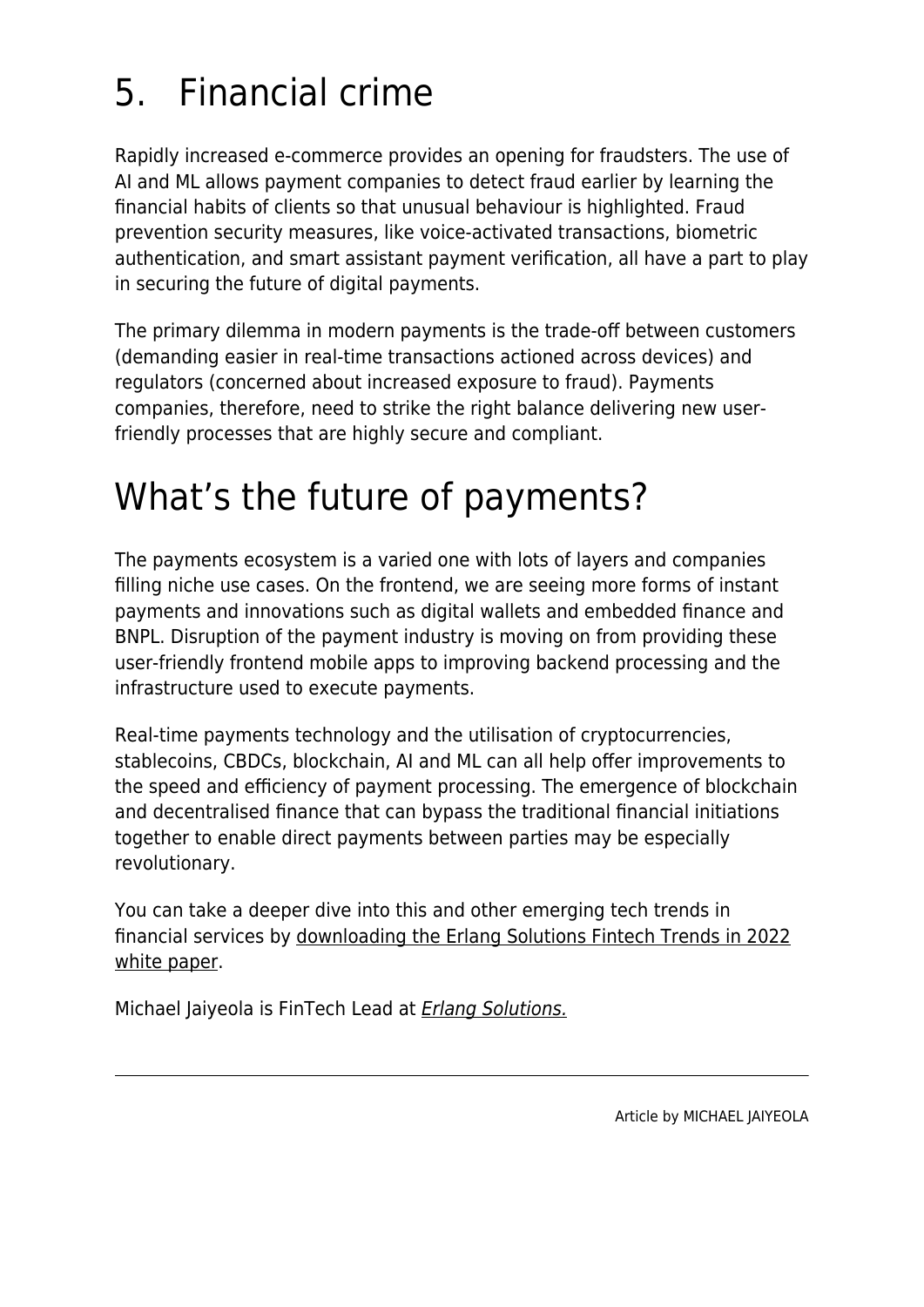# 5. Financial crime

Rapidly increased e-commerce provides an opening for fraudsters. The use of AI and ML allows payment companies to detect fraud earlier by learning the financial habits of clients so that unusual behaviour is highlighted. Fraud prevention security measures, like voice-activated transactions, biometric authentication, and smart assistant payment verification, all have a part to play in securing the future of digital payments.

The primary dilemma in modern payments is the trade-off between customers (demanding easier in real-time transactions actioned across devices) and regulators (concerned about increased exposure to fraud). Payments companies, therefore, need to strike the right balance delivering new user-friendly processes that are highly secure and compliant.

# What's the future of payments?

The payments ecosystem is a varied one with lots of layers and companies filling niche use cases. On the frontend, we are seeing more forms of instant payments and innovations such as digital wallets and embedded finance and BNPL. Disruption of the payment industry is moving on from providing these user-friendly frontend mobile apps to improving backend processing and the infrastructure used to execute payments.

Real-time payments technology and the utilisation of cryptocurrencies, stablecoins, CBDCs, blockchain, AI and ML can all help offer improvements to the speed and efficiency of payment processing. The emergence of blockchain and decentralised finance that can bypass the traditional financial initiations together to enable direct payments between parties may be especially revolutionary.

You can take a deeper dive into this and other emerging tech trends in financial services by downloading the Erlang Solutions Fintech Trends in 2022 white paper.

Michael Jaiyeola is FinTech Lead at *Erlang Solutions.*

---

Article by MICHAEL JAIYEOLA